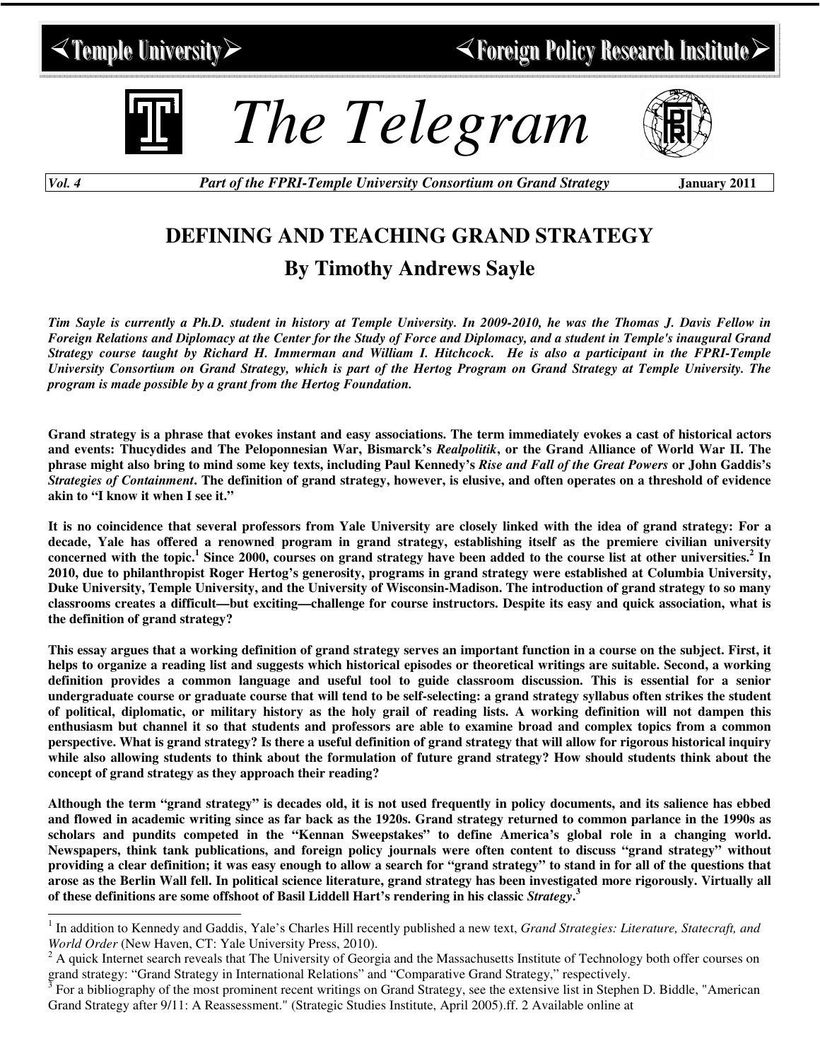<Temple University> <Foreign Policy Research Institute>

# The Telegram

*Vol. 4* *Part of the FPRI-Temple University Consortium on Grand Strategy* **January 2011**

## DEFINING AND TEACHING GRAND STRATEGY

### By Timothy Andrews Sayle

***Tim Sayle is currently a Ph.D. student in history at Temple University. In 2009-2010, he was the Thomas J. Davis Fellow in Foreign Relations and Diplomacy at the Center for the Study of Force and Diplomacy, and a student in Temple's inaugural Grand Strategy course taught by Richard H. Immerman and William I. Hitchcock. He is also a participant in the FPRI-Temple University Consortium on Grand Strategy, which is part of the Hertog Program on Grand Strategy at Temple University. The program is made possible by a grant from the Hertog Foundation.***

**Grand strategy is a phrase that evokes instant and easy associations. The term immediately evokes a cast of historical actors and events: Thucydides and The Peloponnesian War, Bismarck's *Realpolitik*, or the Grand Alliance of World War II. The phrase might also bring to mind some key texts, including Paul Kennedy's *Rise and Fall of the Great Powers* or John Gaddis's *Strategies of Containment*. The definition of grand strategy, however, is elusive, and often operates on a threshold of evidence akin to "I know it when I see it."**

**It is no coincidence that several professors from Yale University are closely linked with the idea of grand strategy: For a decade, Yale has offered a renowned program in grand strategy, establishing itself as the premiere civilian university concerned with the topic.[1] Since 2000, courses on grand strategy have been added to the course list at other universities.[2] In 2010, due to philanthropist Roger Hertog's generosity, programs in grand strategy were established at Columbia University, Duke University, Temple University, and the University of Wisconsin-Madison. The introduction of grand strategy to so many classrooms creates a difficult—but exciting—challenge for course instructors. Despite its easy and quick association, what is the definition of grand strategy?**

**This essay argues that a working definition of grand strategy serves an important function in a course on the subject. First, it helps to organize a reading list and suggests which historical episodes or theoretical writings are suitable. Second, a working definition provides a common language and useful tool to guide classroom discussion. This is essential for a senior undergraduate course or graduate course that will tend to be self-selecting: a grand strategy syllabus often strikes the student of political, diplomatic, or military history as the holy grail of reading lists. A working definition will not dampen this enthusiasm but channel it so that students and professors are able to examine broad and complex topics from a common perspective. What is grand strategy? Is there a useful definition of grand strategy that will allow for rigorous historical inquiry while also allowing students to think about the formulation of future grand strategy? How should students think about the concept of grand strategy as they approach their reading?**

**Although the term "grand strategy" is decades old, it is not used frequently in policy documents, and its salience has ebbed and flowed in academic writing since as far back as the 1920s. Grand strategy returned to common parlance in the 1990s as scholars and pundits competed in the "Kennan Sweepstakes" to define America's global role in a changing world. Newspapers, think tank publications, and foreign policy journals were often content to discuss "grand strategy" without providing a clear definition; it was easy enough to allow a search for "grand strategy" to stand in for all of the questions that arose as the Berlin Wall fell. In political science literature, grand strategy has been investigated more rigorously. Virtually all of these definitions are some offshoot of Basil Liddell Hart's rendering in his classic *Strategy*.[3]**

---

[1] In addition to Kennedy and Gaddis, Yale's Charles Hill recently published a new text, *Grand Strategies: Literature, Statecraft, and World Order* (New Haven, CT: Yale University Press, 2010).

[2] A quick Internet search reveals that The University of Georgia and the Massachusetts Institute of Technology both offer courses on grand strategy: "Grand Strategy in International Relations" and "Comparative Grand Strategy," respectively.

[3] For a bibliography of the most prominent recent writings on Grand Strategy, see the extensive list in Stephen D. Biddle, "American Grand Strategy after 9/11: A Reassessment." (Strategic Studies Institute, April 2005).ff. 2 Available online at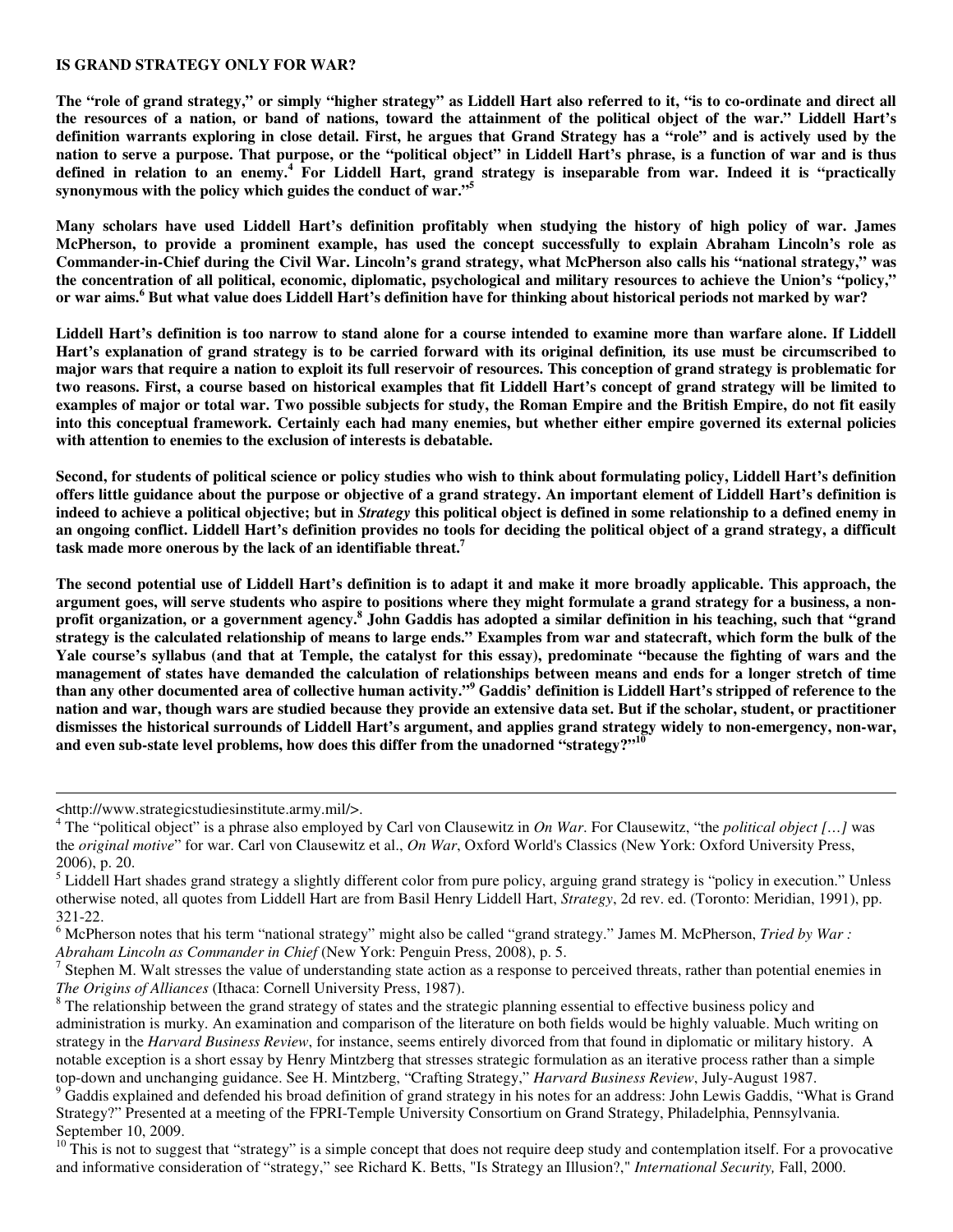**IS GRAND STRATEGY ONLY FOR WAR?**

**The "role of grand strategy," or simply "higher strategy" as Liddell Hart also referred to it, "is to co-ordinate and direct all the resources of a nation, or band of nations, toward the attainment of the political object of the war." Liddell Hart's definition warrants exploring in close detail. First, he argues that Grand Strategy has a "role" and is actively used by the nation to serve a purpose. That purpose, or the "political object" in Liddell Hart's phrase, is a function of war and is thus defined in relation to an enemy.[4] For Liddell Hart, grand strategy is inseparable from war. Indeed it is "practically synonymous with the policy which guides the conduct of war."[5]**

**Many scholars have used Liddell Hart's definition profitably when studying the history of high policy of war. James McPherson, to provide a prominent example, has used the concept successfully to explain Abraham Lincoln's role as Commander-in-Chief during the Civil War. Lincoln's grand strategy, what McPherson also calls his "national strategy," was the concentration of all political, economic, diplomatic, psychological and military resources to achieve the Union's "policy," or war aims.[6] But what value does Liddell Hart's definition have for thinking about historical periods not marked by war?**

**Liddell Hart's definition is too narrow to stand alone for a course intended to examine more than warfare alone. If Liddell Hart's explanation of grand strategy is to be carried forward with its original definition, its use must be circumscribed to major wars that require a nation to exploit its full reservoir of resources. This conception of grand strategy is problematic for two reasons. First, a course based on historical examples that fit Liddell Hart's concept of grand strategy will be limited to examples of major or total war. Two possible subjects for study, the Roman Empire and the British Empire, do not fit easily into this conceptual framework. Certainly each had many enemies, but whether either empire governed its external policies with attention to enemies to the exclusion of interests is debatable.**

**Second, for students of political science or policy studies who wish to think about formulating policy, Liddell Hart's definition offers little guidance about the purpose or objective of a grand strategy. An important element of Liddell Hart's definition is indeed to achieve a political objective; but in *Strategy* this political object is defined in some relationship to a defined enemy in an ongoing conflict. Liddell Hart's definition provides no tools for deciding the political object of a grand strategy, a difficult task made more onerous by the lack of an identifiable threat.[7]**

**The second potential use of Liddell Hart's definition is to adapt it and make it more broadly applicable. This approach, the argument goes, will serve students who aspire to positions where they might formulate a grand strategy for a business, a non-profit organization, or a government agency.[8] John Gaddis has adopted a similar definition in his teaching, such that "grand strategy is the calculated relationship of means to large ends." Examples from war and statecraft, which form the bulk of the Yale course's syllabus (and that at Temple, the catalyst for this essay), predominate "because the fighting of wars and the management of states have demanded the calculation of relationships between means and ends for a longer stretch of time than any other documented area of collective human activity."[9] Gaddis' definition is Liddell Hart's stripped of reference to the nation and war, though wars are studied because they provide an extensive data set. But if the scholar, student, or practitioner dismisses the historical surrounds of Liddell Hart's argument, and applies grand strategy widely to non-emergency, non-war, and even sub-state level problems, how does this differ from the unadorned "strategy?"[10]**

---

<http://www.strategicstudiesinstitute.army.mil/>.

[4] The "political object" is a phrase also employed by Carl von Clausewitz in *On War*. For Clausewitz, "the *political object […]* was the *original motive*" for war. Carl von Clausewitz et al., *On War*, Oxford World's Classics (New York: Oxford University Press, 2006), p. 20.

[5] Liddell Hart shades grand strategy a slightly different color from pure policy, arguing grand strategy is "policy in execution." Unless otherwise noted, all quotes from Liddell Hart are from Basil Henry Liddell Hart, *Strategy*, 2d rev. ed. (Toronto: Meridian, 1991), pp. 321-22.

[6] McPherson notes that his term "national strategy" might also be called "grand strategy." James M. McPherson, *Tried by War : Abraham Lincoln as Commander in Chief* (New York: Penguin Press, 2008), p. 5.

[7] Stephen M. Walt stresses the value of understanding state action as a response to perceived threats, rather than potential enemies in *The Origins of Alliances* (Ithaca: Cornell University Press, 1987).

[8] The relationship between the grand strategy of states and the strategic planning essential to effective business policy and administration is murky. An examination and comparison of the literature on both fields would be highly valuable. Much writing on strategy in the *Harvard Business Review*, for instance, seems entirely divorced from that found in diplomatic or military history. A notable exception is a short essay by Henry Mintzberg that stresses strategic formulation as an iterative process rather than a simple top-down and unchanging guidance. See H. Mintzberg, "Crafting Strategy," *Harvard Business Review*, July-August 1987.

[9] Gaddis explained and defended his broad definition of grand strategy in his notes for an address: John Lewis Gaddis, "What is Grand Strategy?" Presented at a meeting of the FPRI-Temple University Consortium on Grand Strategy, Philadelphia, Pennsylvania. September 10, 2009.

[10] This is not to suggest that "strategy" is a simple concept that does not require deep study and contemplation itself. For a provocative and informative consideration of "strategy," see Richard K. Betts, "Is Strategy an Illusion?," *International Security,* Fall, 2000.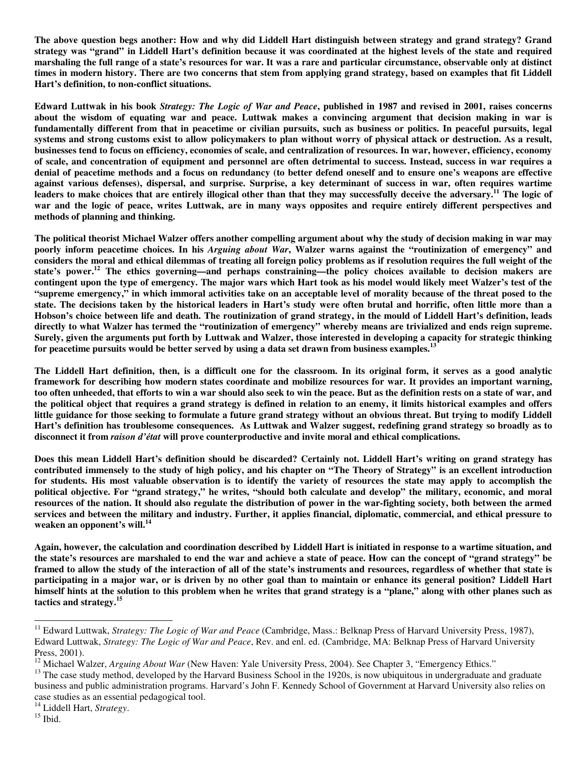**The above question begs another: How and why did Liddell Hart distinguish between strategy and grand strategy? Grand strategy was "grand" in Liddell Hart's definition because it was coordinated at the highest levels of the state and required marshaling the full range of a state's resources for war. It was a rare and particular circumstance, observable only at distinct times in modern history. There are two concerns that stem from applying grand strategy, based on examples that fit Liddell Hart's definition, to non-conflict situations.**

**Edward Luttwak in his book *Strategy: The Logic of War and Peace*, published in 1987 and revised in 2001, raises concerns about the wisdom of equating war and peace. Luttwak makes a convincing argument that decision making in war is fundamentally different from that in peacetime or civilian pursuits, such as business or politics. In peaceful pursuits, legal systems and strong customs exist to allow policymakers to plan without worry of physical attack or destruction. As a result, businesses tend to focus on efficiency, economies of scale, and centralization of resources. In war, however, efficiency, economy of scale, and concentration of equipment and personnel are often detrimental to success. Instead, success in war requires a denial of peacetime methods and a focus on redundancy (to better defend oneself and to ensure one's weapons are effective against various defenses), dispersal, and surprise. Surprise, a key determinant of success in war, often requires wartime leaders to make choices that are entirely illogical other than that they may successfully deceive the adversary.[11] The logic of war and the logic of peace, writes Luttwak, are in many ways opposites and require entirely different perspectives and methods of planning and thinking.**

**The political theorist Michael Walzer offers another compelling argument about why the study of decision making in war may poorly inform peacetime choices. In his *Arguing about War*, Walzer warns against the "routinization of emergency" and considers the moral and ethical dilemmas of treating all foreign policy problems as if resolution requires the full weight of the state's power.[12] The ethics governing—and perhaps constraining—the policy choices available to decision makers are contingent upon the type of emergency. The major wars which Hart took as his model would likely meet Walzer's test of the "supreme emergency," in which immoral activities take on an acceptable level of morality because of the threat posed to the state. The decisions taken by the historical leaders in Hart's study were often brutal and horrific, often little more than a Hobson's choice between life and death. The routinization of grand strategy, in the mould of Liddell Hart's definition, leads directly to what Walzer has termed the "routinization of emergency" whereby means are trivialized and ends reign supreme. Surely, given the arguments put forth by Luttwak and Walzer, those interested in developing a capacity for strategic thinking for peacetime pursuits would be better served by using a data set drawn from business examples.[13]**

**The Liddell Hart definition, then, is a difficult one for the classroom. In its original form, it serves as a good analytic framework for describing how modern states coordinate and mobilize resources for war. It provides an important warning, too often unheeded, that efforts to win a war should also seek to win the peace. But as the definition rests on a state of war, and the political object that requires a grand strategy is defined in relation to an enemy, it limits historical examples and offers little guidance for those seeking to formulate a future grand strategy without an obvious threat. But trying to modify Liddell Hart's definition has troublesome consequences. As Luttwak and Walzer suggest, redefining grand strategy so broadly as to disconnect it from *raison d'état* will prove counterproductive and invite moral and ethical complications.**

**Does this mean Liddell Hart's definition should be discarded? Certainly not. Liddell Hart's writing on grand strategy has contributed immensely to the study of high policy, and his chapter on "The Theory of Strategy" is an excellent introduction for students. His most valuable observation is to identify the variety of resources the state may apply to accomplish the political objective. For "grand strategy," he writes, "should both calculate and develop" the military, economic, and moral resources of the nation. It should also regulate the distribution of power in the war-fighting society, both between the armed services and between the military and industry. Further, it applies financial, diplomatic, commercial, and ethical pressure to weaken an opponent's will.[14]**

**Again, however, the calculation and coordination described by Liddell Hart is initiated in response to a wartime situation, and the state's resources are marshaled to end the war and achieve a state of peace. How can the concept of "grand strategy" be framed to allow the study of the interaction of all of the state's instruments and resources, regardless of whether that state is participating in a major war, or is driven by no other goal than to maintain or enhance its general position? Liddell Hart himself hints at the solution to this problem when he writes that grand strategy is a "plane," along with other planes such as tactics and strategy.[15]**

---

[11] Edward Luttwak, *Strategy: The Logic of War and Peace* (Cambridge, Mass.: Belknap Press of Harvard University Press, 1987), Edward Luttwak, *Strategy: The Logic of War and Peace*, Rev. and enl. ed. (Cambridge, MA: Belknap Press of Harvard University Press, 2001).

[12] Michael Walzer, *Arguing About War* (New Haven: Yale University Press, 2004). See Chapter 3, "Emergency Ethics."

[13] The case study method, developed by the Harvard Business School in the 1920s, is now ubiquitous in undergraduate and graduate business and public administration programs. Harvard's John F. Kennedy School of Government at Harvard University also relies on case studies as an essential pedagogical tool.

[14] Liddell Hart, *Strategy*.

[15] Ibid.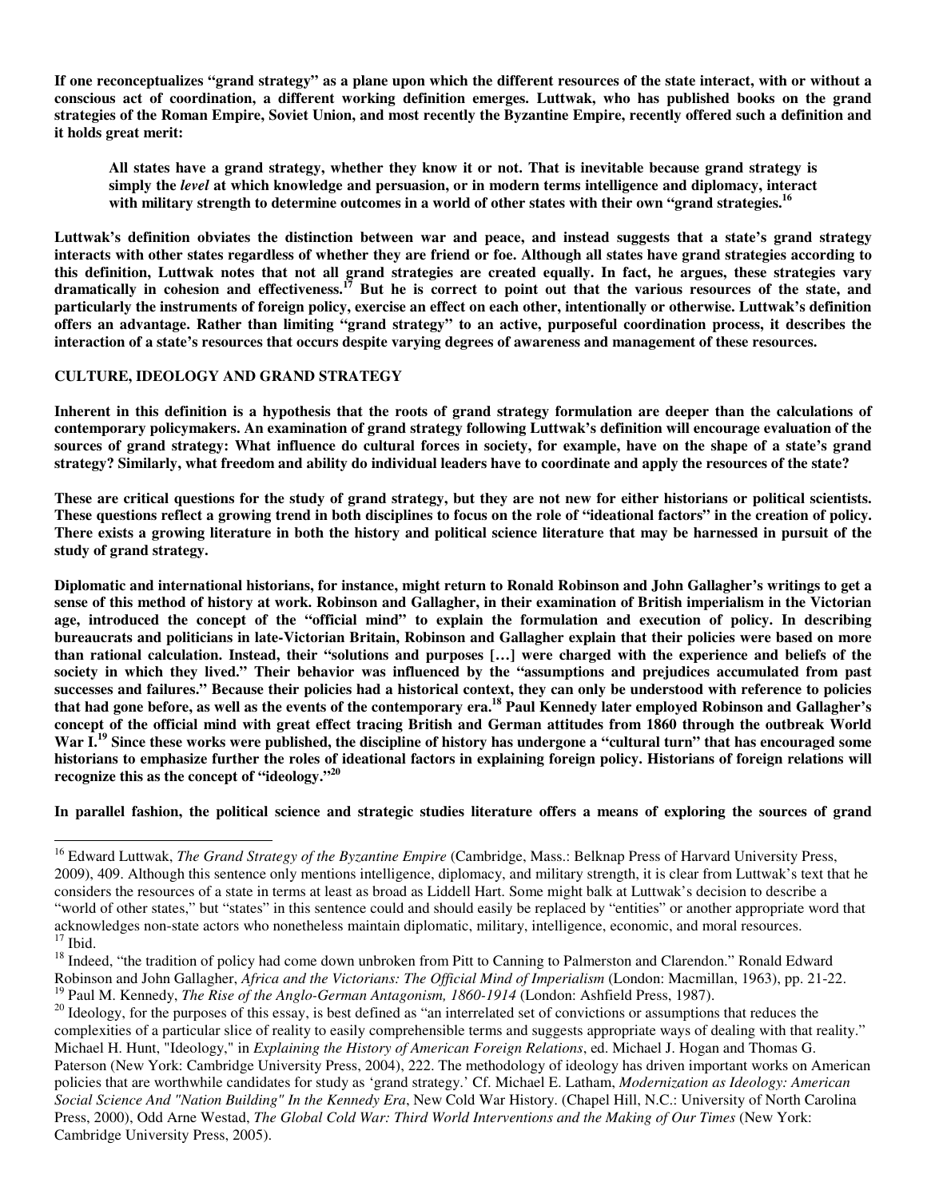**If one reconceptualizes "grand strategy" as a plane upon which the different resources of the state interact, with or without a conscious act of coordination, a different working definition emerges. Luttwak, who has published books on the grand strategies of the Roman Empire, Soviet Union, and most recently the Byzantine Empire, recently offered such a definition and it holds great merit:**

> **All states have a grand strategy, whether they know it or not. That is inevitable because grand strategy is simply the *level* at which knowledge and persuasion, or in modern terms intelligence and diplomacy, interact with military strength to determine outcomes in a world of other states with their own "grand strategies.[16]**

**Luttwak's definition obviates the distinction between war and peace, and instead suggests that a state's grand strategy interacts with other states regardless of whether they are friend or foe. Although all states have grand strategies according to this definition, Luttwak notes that not all grand strategies are created equally. In fact, he argues, these strategies vary dramatically in cohesion and effectiveness.[17] But he is correct to point out that the various resources of the state, and particularly the instruments of foreign policy, exercise an effect on each other, intentionally or otherwise. Luttwak's definition offers an advantage. Rather than limiting "grand strategy" to an active, purposeful coordination process, it describes the interaction of a state's resources that occurs despite varying degrees of awareness and management of these resources.**

## CULTURE, IDEOLOGY AND GRAND STRATEGY

**Inherent in this definition is a hypothesis that the roots of grand strategy formulation are deeper than the calculations of contemporary policymakers. An examination of grand strategy following Luttwak's definition will encourage evaluation of the sources of grand strategy: What influence do cultural forces in society, for example, have on the shape of a state's grand strategy? Similarly, what freedom and ability do individual leaders have to coordinate and apply the resources of the state?**

**These are critical questions for the study of grand strategy, but they are not new for either historians or political scientists. These questions reflect a growing trend in both disciplines to focus on the role of "ideational factors" in the creation of policy. There exists a growing literature in both the history and political science literature that may be harnessed in pursuit of the study of grand strategy.**

**Diplomatic and international historians, for instance, might return to Ronald Robinson and John Gallagher's writings to get a sense of this method of history at work. Robinson and Gallagher, in their examination of British imperialism in the Victorian age, introduced the concept of the "official mind" to explain the formulation and execution of policy. In describing bureaucrats and politicians in late-Victorian Britain, Robinson and Gallagher explain that their policies were based on more than rational calculation. Instead, their "solutions and purposes […] were charged with the experience and beliefs of the society in which they lived." Their behavior was influenced by the "assumptions and prejudices accumulated from past successes and failures." Because their policies had a historical context, they can only be understood with reference to policies that had gone before, as well as the events of the contemporary era.[18] Paul Kennedy later employed Robinson and Gallagher's concept of the official mind with great effect tracing British and German attitudes from 1860 through the outbreak World War I.[19] Since these works were published, the discipline of history has undergone a "cultural turn" that has encouraged some historians to emphasize further the roles of ideational factors in explaining foreign policy. Historians of foreign relations will recognize this as the concept of "ideology."[20]**

**In parallel fashion, the political science and strategic studies literature offers a means of exploring the sources of grand**

---

[16] Edward Luttwak, *The Grand Strategy of the Byzantine Empire* (Cambridge, Mass.: Belknap Press of Harvard University Press, 2009), 409. Although this sentence only mentions intelligence, diplomacy, and military strength, it is clear from Luttwak's text that he considers the resources of a state in terms at least as broad as Liddell Hart. Some might balk at Luttwak's decision to describe a "world of other states," but "states" in this sentence could and should easily be replaced by "entities" or another appropriate word that acknowledges non-state actors who nonetheless maintain diplomatic, military, intelligence, economic, and moral resources.

[17] Ibid.

[18] Indeed, "the tradition of policy had come down unbroken from Pitt to Canning to Palmerston and Clarendon." Ronald Edward Robinson and John Gallagher, *Africa and the Victorians: The Official Mind of Imperialism* (London: Macmillan, 1963), pp. 21-22.

[19] Paul M. Kennedy, *The Rise of the Anglo-German Antagonism, 1860-1914* (London: Ashfield Press, 1987).

[20] Ideology, for the purposes of this essay, is best defined as "an interrelated set of convictions or assumptions that reduces the complexities of a particular slice of reality to easily comprehensible terms and suggests appropriate ways of dealing with that reality." Michael H. Hunt, "Ideology," in *Explaining the History of American Foreign Relations*, ed. Michael J. Hogan and Thomas G. Paterson (New York: Cambridge University Press, 2004), 222. The methodology of ideology has driven important works on American policies that are worthwhile candidates for study as 'grand strategy.' Cf. Michael E. Latham, *Modernization as Ideology: American Social Science And "Nation Building" In the Kennedy Era*, New Cold War History. (Chapel Hill, N.C.: University of North Carolina Press, 2000), Odd Arne Westad, *The Global Cold War: Third World Interventions and the Making of Our Times* (New York: Cambridge University Press, 2005).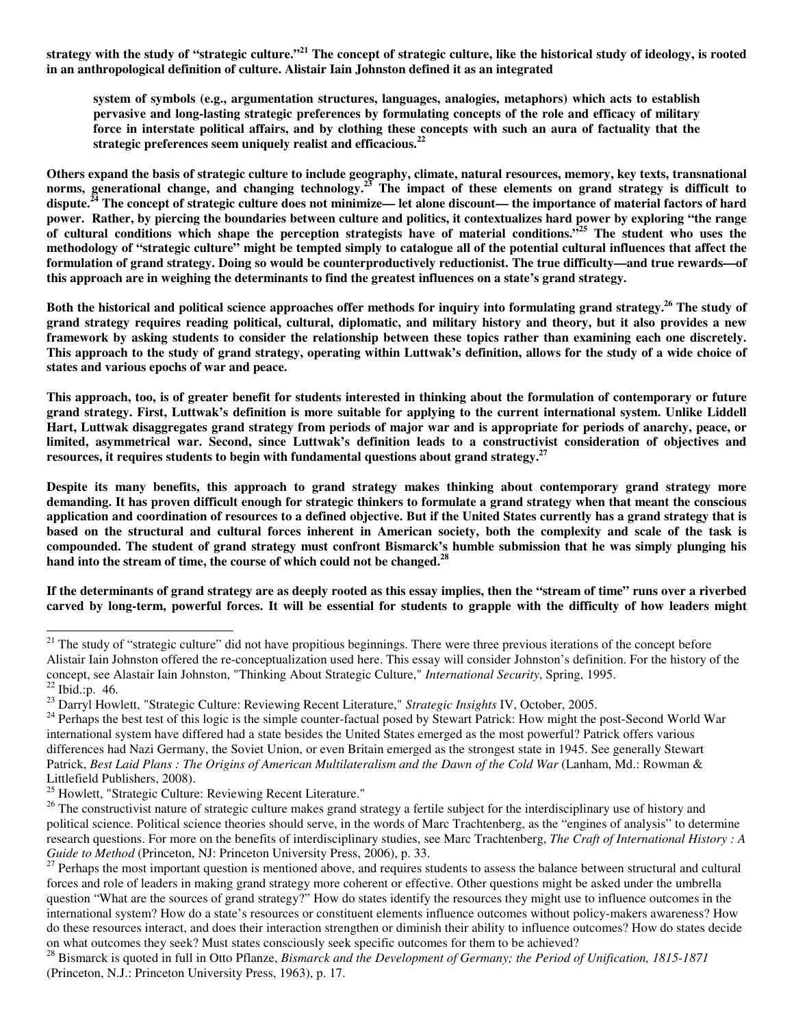**strategy with the study of "strategic culture."[21] The concept of strategic culture, like the historical study of ideology, is rooted in an anthropological definition of culture. Alistair Iain Johnston defined it as an integrated**

> **system of symbols (e.g., argumentation structures, languages, analogies, metaphors) which acts to establish pervasive and long-lasting strategic preferences by formulating concepts of the role and efficacy of military force in interstate political affairs, and by clothing these concepts with such an aura of factuality that the strategic preferences seem uniquely realist and efficacious.[22]**

**Others expand the basis of strategic culture to include geography, climate, natural resources, memory, key texts, transnational norms, generational change, and changing technology.[23] The impact of these elements on grand strategy is difficult to dispute.[24] The concept of strategic culture does not minimize— let alone discount— the importance of material factors of hard power. Rather, by piercing the boundaries between culture and politics, it contextualizes hard power by exploring "the range of cultural conditions which shape the perception strategists have of material conditions."[25] The student who uses the methodology of "strategic culture" might be tempted simply to catalogue all of the potential cultural influences that affect the formulation of grand strategy. Doing so would be counterproductively reductionist. The true difficulty—and true rewards—of this approach are in weighing the determinants to find the greatest influences on a state's grand strategy.**

**Both the historical and political science approaches offer methods for inquiry into formulating grand strategy.[26] The study of grand strategy requires reading political, cultural, diplomatic, and military history and theory, but it also provides a new framework by asking students to consider the relationship between these topics rather than examining each one discretely. This approach to the study of grand strategy, operating within Luttwak's definition, allows for the study of a wide choice of states and various epochs of war and peace.**

**This approach, too, is of greater benefit for students interested in thinking about the formulation of contemporary or future grand strategy. First, Luttwak's definition is more suitable for applying to the current international system. Unlike Liddell Hart, Luttwak disaggregates grand strategy from periods of major war and is appropriate for periods of anarchy, peace, or limited, asymmetrical war. Second, since Luttwak's definition leads to a constructivist consideration of objectives and resources, it requires students to begin with fundamental questions about grand strategy.[27]**

**Despite its many benefits, this approach to grand strategy makes thinking about contemporary grand strategy more demanding. It has proven difficult enough for strategic thinkers to formulate a grand strategy when that meant the conscious application and coordination of resources to a defined objective. But if the United States currently has a grand strategy that is based on the structural and cultural forces inherent in American society, both the complexity and scale of the task is compounded. The student of grand strategy must confront Bismarck's humble submission that he was simply plunging his hand into the stream of time, the course of which could not be changed.[28]**

**If the determinants of grand strategy are as deeply rooted as this essay implies, then the "stream of time" runs over a riverbed carved by long-term, powerful forces. It will be essential for students to grapple with the difficulty of how leaders might**

---

[21] The study of "strategic culture" did not have propitious beginnings. There were three previous iterations of the concept before Alistair Iain Johnston offered the re-conceptualization used here. This essay will consider Johnston's definition. For the history of the concept, see Alastair Iain Johnston, "Thinking About Strategic Culture," *International Security*, Spring, 1995.

[22] Ibid.:p. 46.

[23] Darryl Howlett, "Strategic Culture: Reviewing Recent Literature," *Strategic Insights* IV, October, 2005.

[24] Perhaps the best test of this logic is the simple counter-factual posed by Stewart Patrick: How might the post-Second World War international system have differed had a state besides the United States emerged as the most powerful? Patrick offers various differences had Nazi Germany, the Soviet Union, or even Britain emerged as the strongest state in 1945. See generally Stewart Patrick, *Best Laid Plans : The Origins of American Multilateralism and the Dawn of the Cold War* (Lanham, Md.: Rowman & Littlefield Publishers, 2008).

[25] Howlett, "Strategic Culture: Reviewing Recent Literature."

[26] The constructivist nature of strategic culture makes grand strategy a fertile subject for the interdisciplinary use of history and political science. Political science theories should serve, in the words of Marc Trachtenberg, as the "engines of analysis" to determine research questions. For more on the benefits of interdisciplinary studies, see Marc Trachtenberg, *The Craft of International History : A Guide to Method* (Princeton, NJ: Princeton University Press, 2006), p. 33.

[27] Perhaps the most important question is mentioned above, and requires students to assess the balance between structural and cultural forces and role of leaders in making grand strategy more coherent or effective. Other questions might be asked under the umbrella question "What are the sources of grand strategy?" How do states identify the resources they might use to influence outcomes in the international system? How do a state's resources or constituent elements influence outcomes without policy-makers awareness? How do these resources interact, and does their interaction strengthen or diminish their ability to influence outcomes? How do states decide on what outcomes they seek? Must states consciously seek specific outcomes for them to be achieved?

[28] Bismarck is quoted in full in Otto Pflanze, *Bismarck and the Development of Germany; the Period of Unification, 1815-1871* (Princeton, N.J.: Princeton University Press, 1963), p. 17.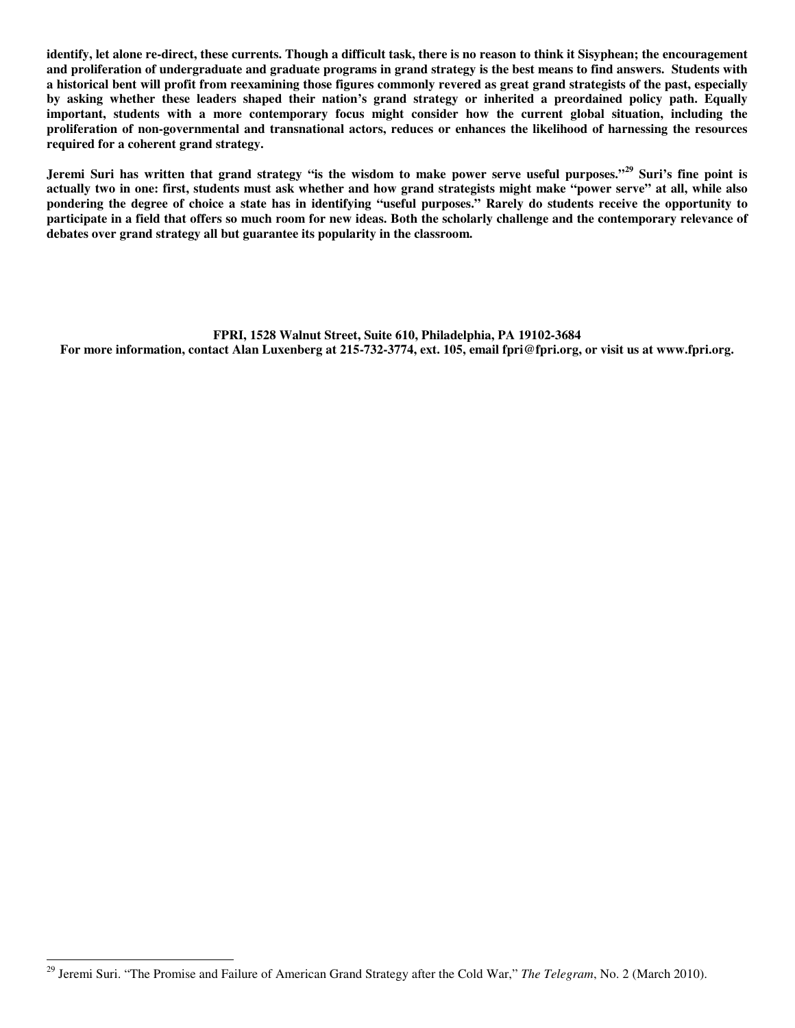**identify, let alone re-direct, these currents. Though a difficult task, there is no reason to think it Sisyphean; the encouragement and proliferation of undergraduate and graduate programs in grand strategy is the best means to find answers. Students with a historical bent will profit from reexamining those figures commonly revered as great grand strategists of the past, especially by asking whether these leaders shaped their nation's grand strategy or inherited a preordained policy path. Equally important, students with a more contemporary focus might consider how the current global situation, including the proliferation of non-governmental and transnational actors, reduces or enhances the likelihood of harnessing the resources required for a coherent grand strategy.**

**Jeremi Suri has written that grand strategy "is the wisdom to make power serve useful purposes."[29] Suri's fine point is actually two in one: first, students must ask whether and how grand strategists might make "power serve" at all, while also pondering the degree of choice a state has in identifying "useful purposes." Rarely do students receive the opportunity to participate in a field that offers so much room for new ideas. Both the scholarly challenge and the contemporary relevance of debates over grand strategy all but guarantee its popularity in the classroom.**

**FPRI, 1528 Walnut Street, Suite 610, Philadelphia, PA 19102-3684**
**For more information, contact Alan Luxenberg at 215-732-3774, ext. 105, email fpri@fpri.org, or visit us at www.fpri.org.**

---

[29] Jeremi Suri. "The Promise and Failure of American Grand Strategy after the Cold War," *The Telegram*, No. 2 (March 2010).